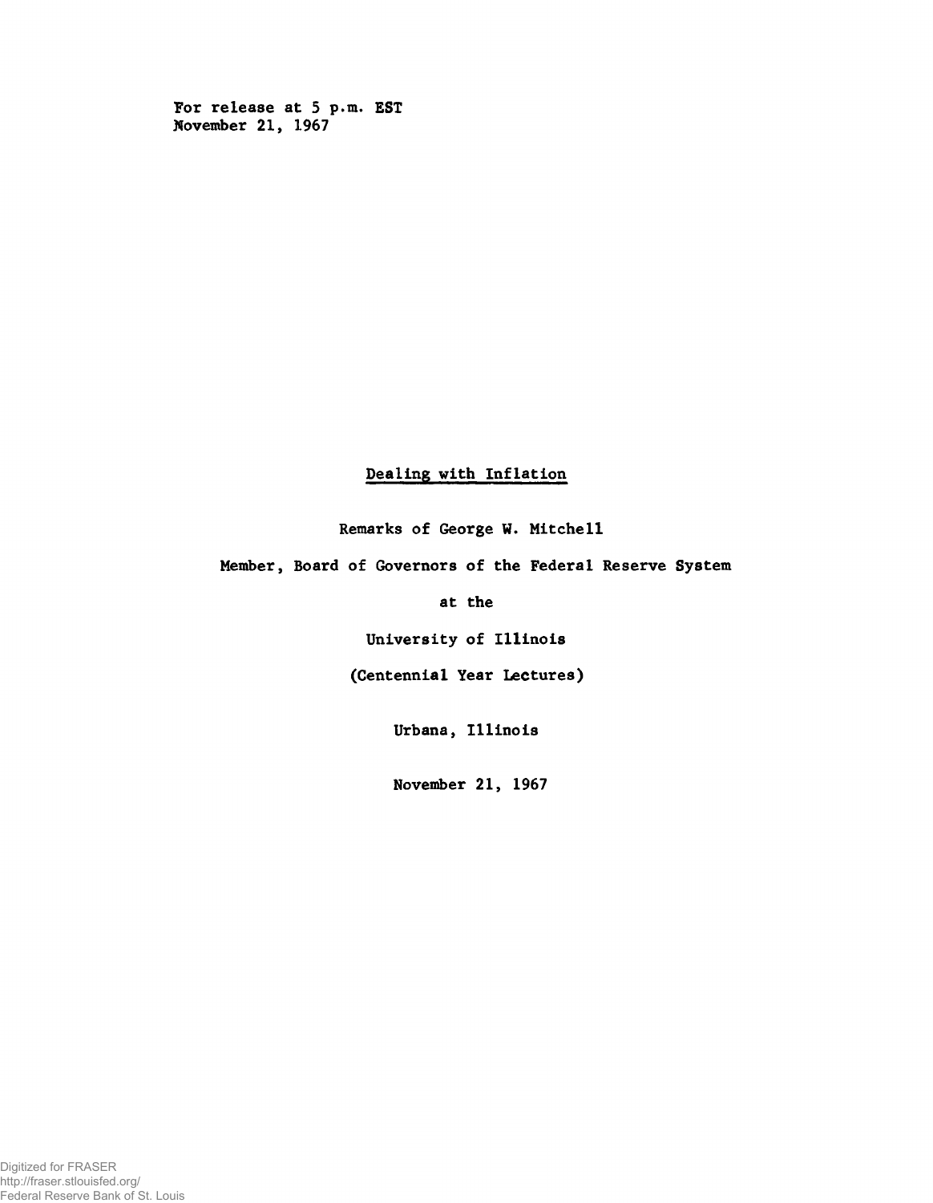For release at 5 p.m. EST
November 21, 1967

# Dealing with Inflation

Remarks of George W. Mitchell

Member, Board of Governors of the Federal Reserve System

at the

University of Illinois

(Centennial Year Lectures)

Urbana, Illinois

November 21, 1967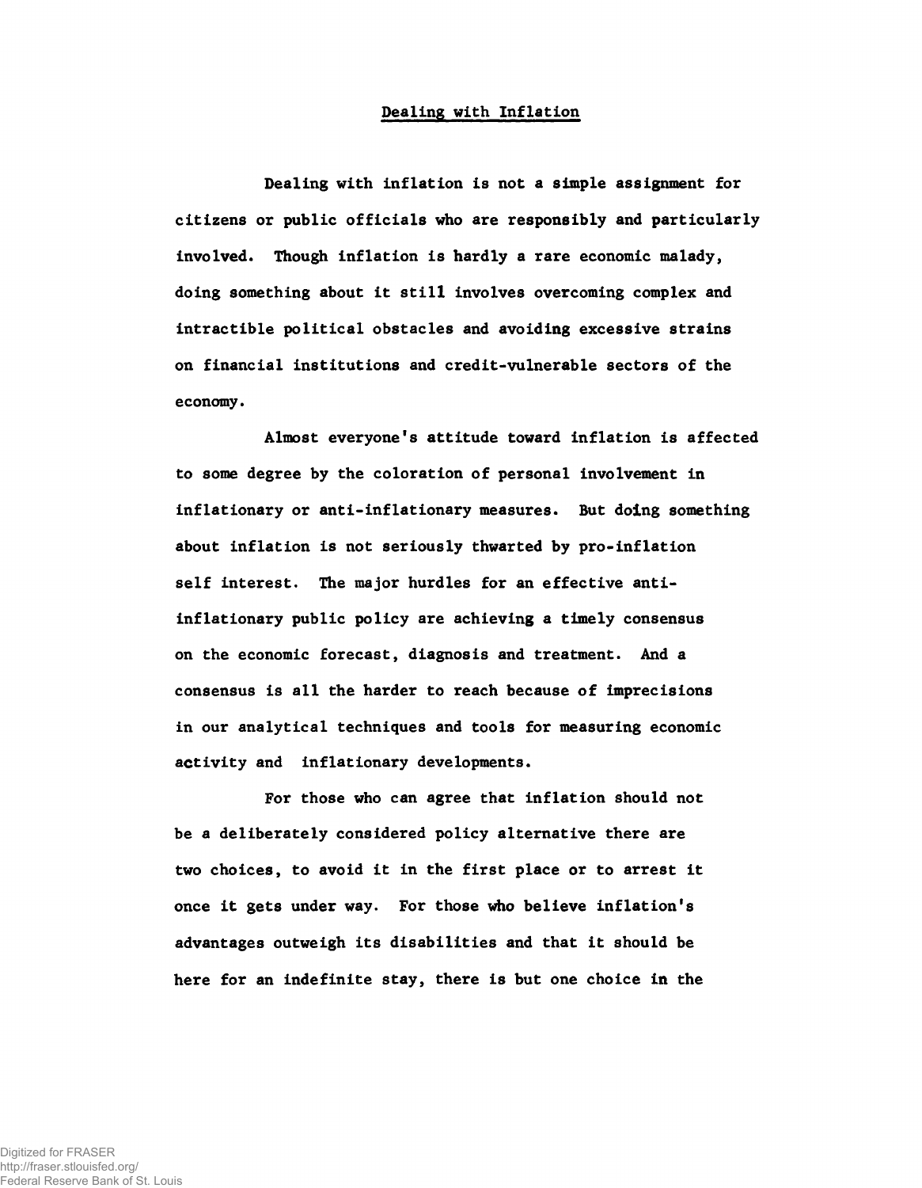Dealing with Inflation

Dealing with inflation is not a simple assignment for citizens or public officials who are responsibly and particularly involved. Though inflation is hardly a rare economic malady, doing something about it still involves overcoming complex and intractible political obstacles and avoiding excessive strains on financial institutions and credit-vulnerable sectors of the economy.

Almost everyone's attitude toward inflation is affected to some degree by the coloration of personal involvement in inflationary or anti-inflationary measures. But doing something about inflation is not seriously thwarted by pro-inflation self interest. The major hurdles for an effective anti-inflationary public policy are achieving a timely consensus on the economic forecast, diagnosis and treatment. And a consensus is all the harder to reach because of imprecisions in our analytical techniques and tools for measuring economic activity and inflationary developments.

For those who can agree that inflation should not be a deliberately considered policy alternative there are two choices, to avoid it in the first place or to arrest it once it gets under way. For those who believe inflation's advantages outweigh its disabilities and that it should be here for an indefinite stay, there is but one choice in the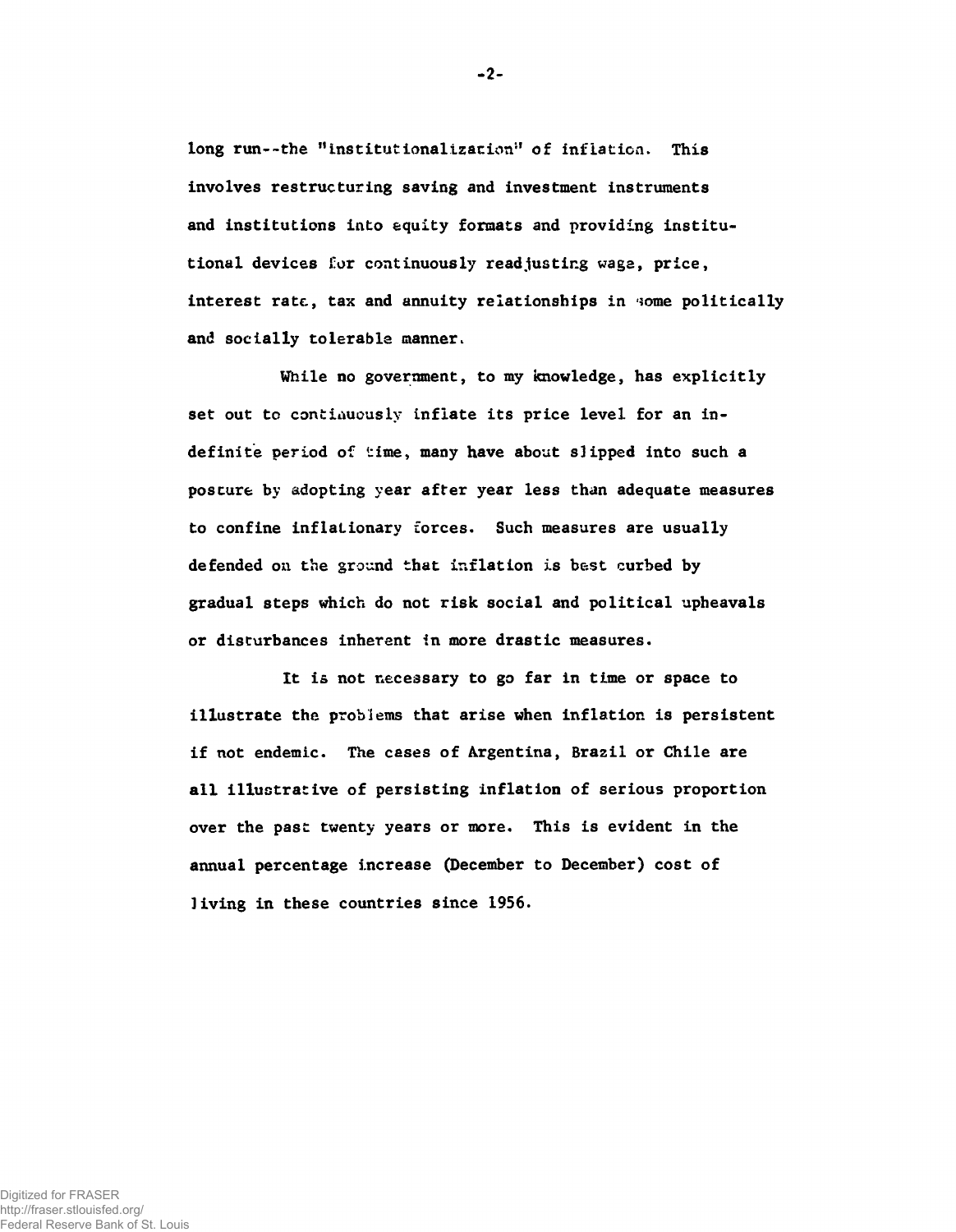long run--the "institutionalization" of inflation. This involves restructuring saving and investment instruments and institutions into equity formats and providing institutional devices for continuously readjusting wage, price, interest rate, tax and annuity relationships in some politically and socially tolerable manner.

While no government, to my knowledge, has explicitly set out to continuously inflate its price level for an indefinite period of time, many have about slipped into such a posture by adopting year after year less than adequate measures to confine inflationary forces. Such measures are usually defended on the ground that inflation is best curbed by gradual steps which do not risk social and political upheavals or disturbances inherent in more drastic measures.

It is not necessary to go far in time or space to illustrate the problems that arise when inflation is persistent if not endemic. The cases of Argentina, Brazil or Chile are all illustrative of persisting inflation of serious proportion over the past twenty years or more. This is evident in the annual percentage increase (December to December) cost of living in these countries since 1956.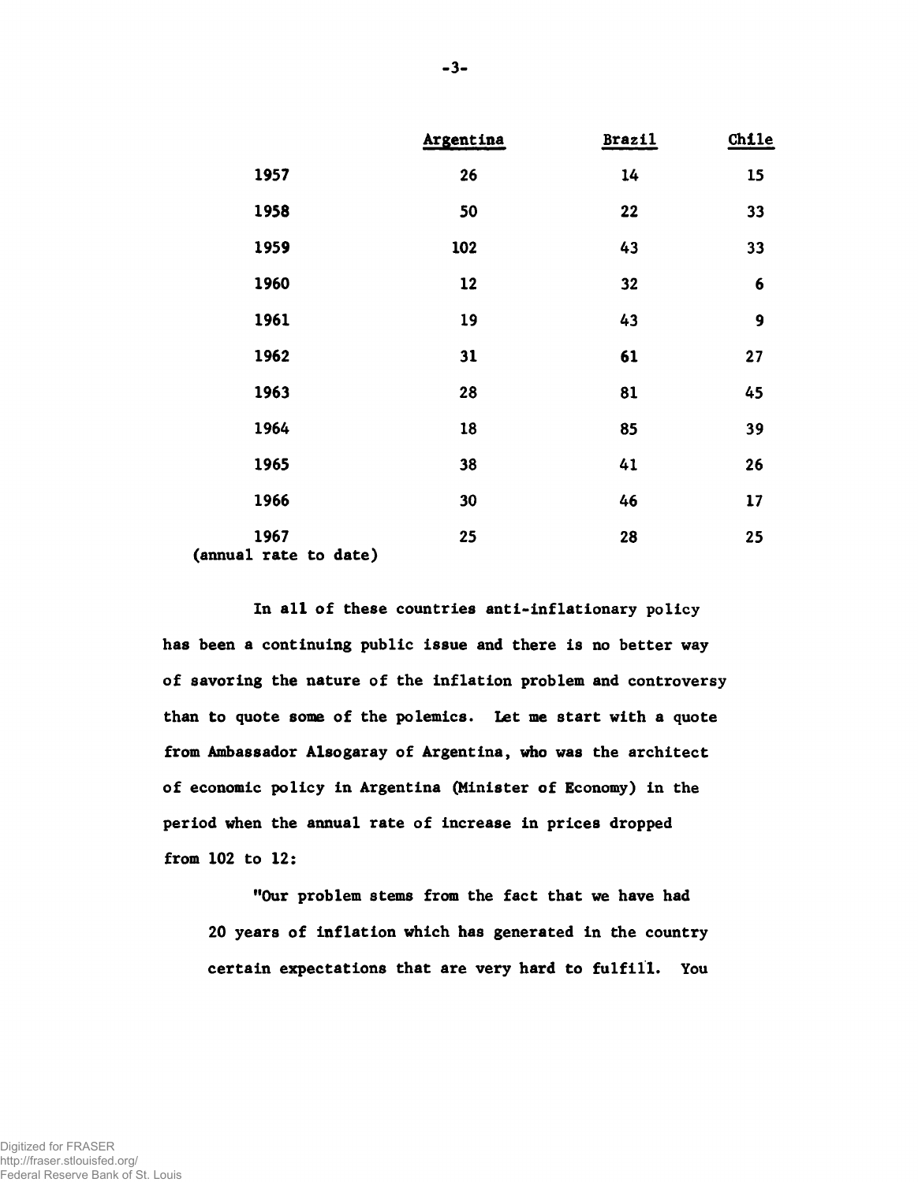| | Argentina | Brazil | Chile |
|---|---|---|---|
| 1957 | 26 | 14 | 15 |
| 1958 | 50 | 22 | 33 |
| 1959 | 102 | 43 | 33 |
| 1960 | 12 | 32 | 6 |
| 1961 | 19 | 43 | 9 |
| 1962 | 31 | 61 | 27 |
| 1963 | 28 | 81 | 45 |
| 1964 | 18 | 85 | 39 |
| 1965 | 38 | 41 | 26 |
| 1966 | 30 | 46 | 17 |
| 1967 (annual rate to date) | 25 | 28 | 25 |

In all of these countries anti-inflationary policy has been a continuing public issue and there is no better way of savoring the nature of the inflation problem and controversy than to quote some of the polemics. Let me start with a quote from Ambassador Alsogaray of Argentina, who was the architect of economic policy in Argentina (Minister of Economy) in the period when the annual rate of increase in prices dropped from 102 to 12:

> "Our problem stems from the fact that we have had 20 years of inflation which has generated in the country certain expectations that are very hard to fulfill. You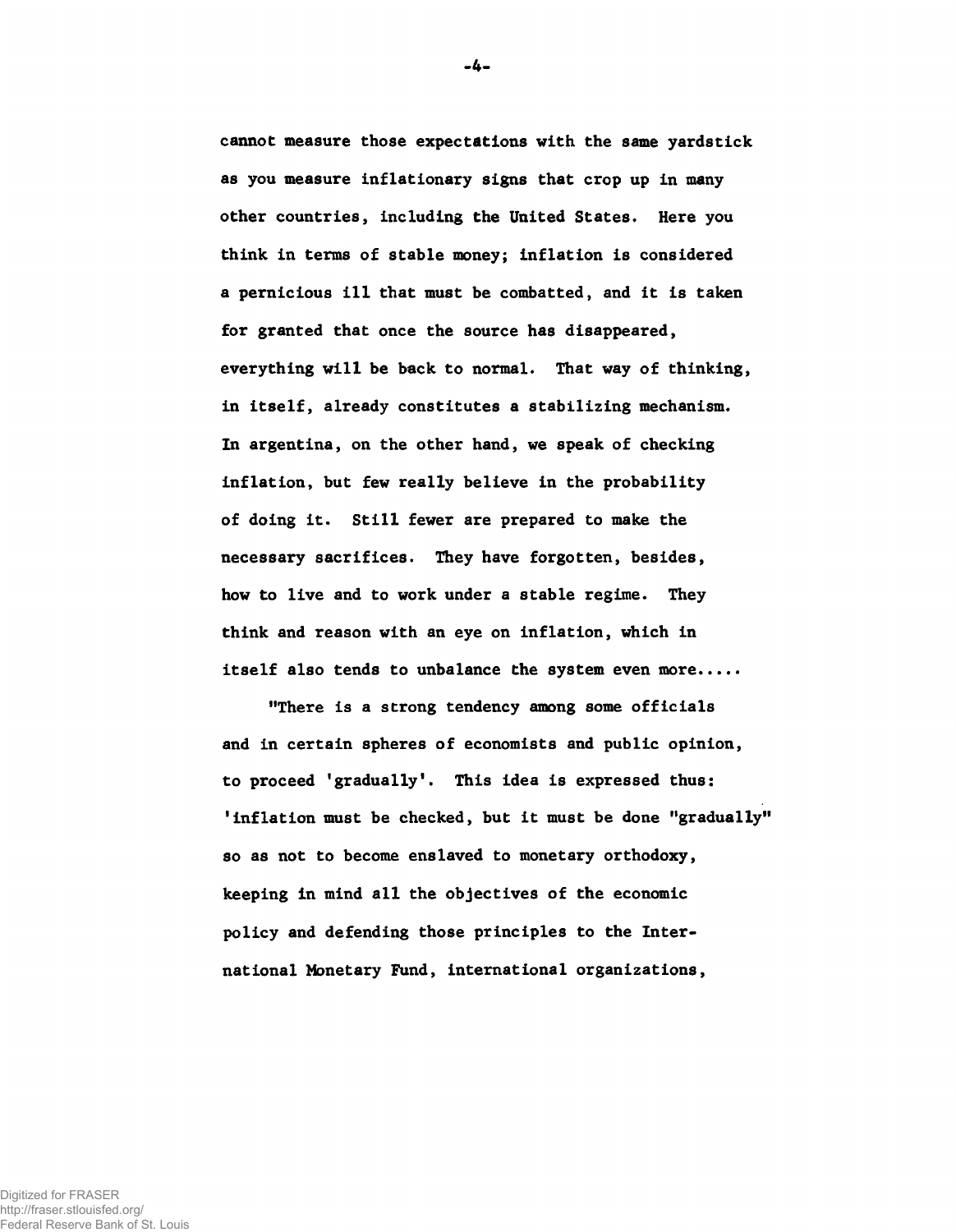cannot measure those expectations with the same yardstick as you measure inflationary signs that crop up in many other countries, including the United States. Here you think in terms of stable money; inflation is considered a pernicious ill that must be combatted, and it is taken for granted that once the source has disappeared, everything will be back to normal. That way of thinking, in itself, already constitutes a stabilizing mechanism. In argentina, on the other hand, we speak of checking inflation, but few really believe in the probability of doing it. Still fewer are prepared to make the necessary sacrifices. They have forgotten, besides, how to live and to work under a stable regime. They think and reason with an eye on inflation, which in itself also tends to unbalance the system even more.....

"There is a strong tendency among some officials and in certain spheres of economists and public opinion, to proceed 'gradually'. This idea is expressed thus: 'inflation must be checked, but it must be done "gradually" so as not to become enslaved to monetary orthodoxy, keeping in mind all the objectives of the economic policy and defending those principles to the International Monetary Fund, international organizations,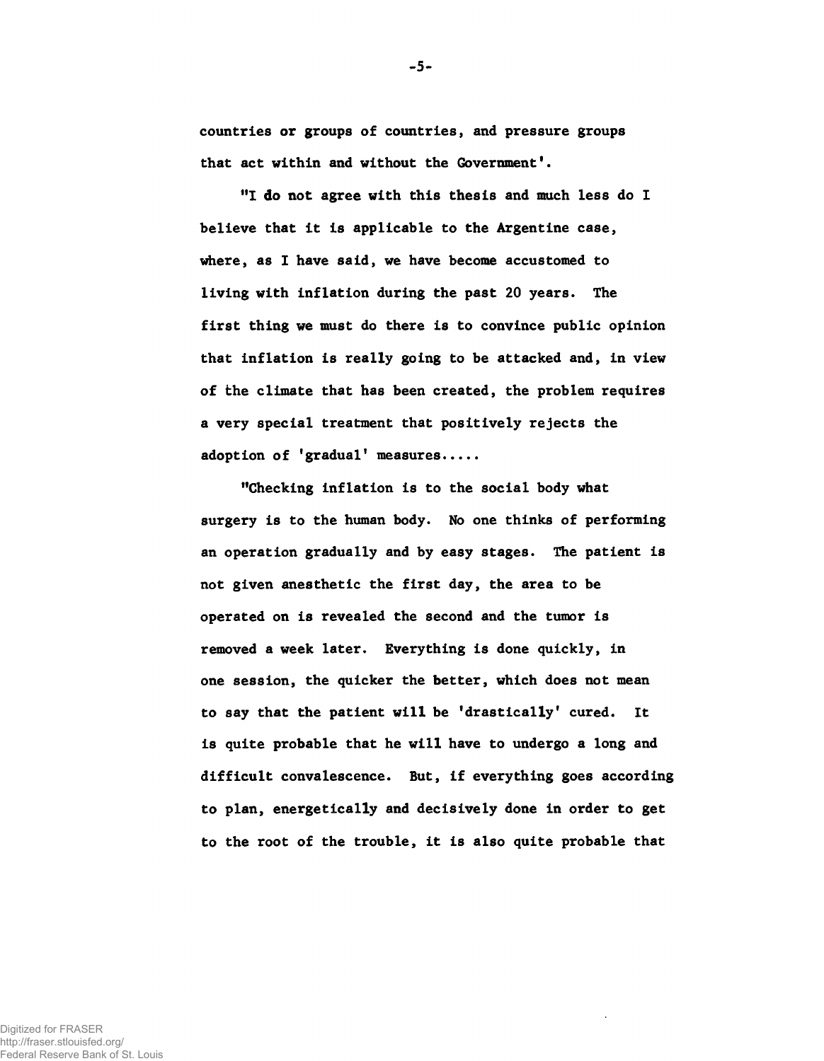countries or groups of countries, and pressure groups that act within and without the Government'.

"I do not agree with this thesis and much less do I believe that it is applicable to the Argentine case, where, as I have said, we have become accustomed to living with inflation during the past 20 years. The first thing we must do there is to convince public opinion that inflation is really going to be attacked and, in view of the climate that has been created, the problem requires a very special treatment that positively rejects the adoption of 'gradual' measures.....

"Checking inflation is to the social body what surgery is to the human body. No one thinks of performing an operation gradually and by easy stages. The patient is not given anesthetic the first day, the area to be operated on is revealed the second and the tumor is removed a week later. Everything is done quickly, in one session, the quicker the better, which does not mean to say that the patient will be 'drastically' cured. It is quite probable that he will have to undergo a long and difficult convalescence. But, if everything goes according to plan, energetically and decisively done in order to get to the root of the trouble, it is also quite probable that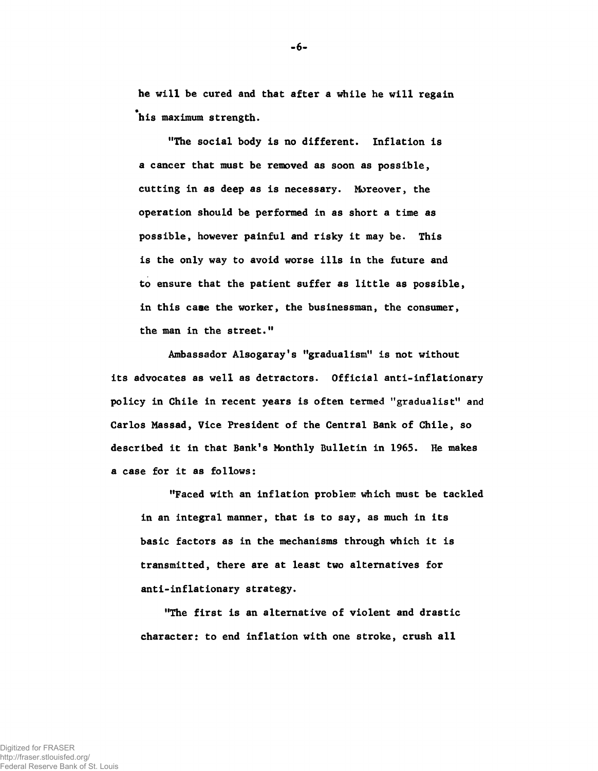he will be cured and that after a while he will regain his maximum strength.

"The social body is no different. Inflation is a cancer that must be removed as soon as possible, cutting in as deep as is necessary. Moreover, the operation should be performed in as short a time as possible, however painful and risky it may be. This is the only way to avoid worse ills in the future and to ensure that the patient suffer as little as possible, in this case the worker, the businessman, the consumer, the man in the street."

Ambassador Alsogaray's "gradualism" is not without its advocates as well as detractors. Official anti-inflationary policy in Chile in recent years is often termed "gradualist" and Carlos Massad, Vice President of the Central Bank of Chile, so described it in that Bank's Monthly Bulletin in 1965. He makes a case for it as follows:

"Faced with an inflation problem which must be tackled in an integral manner, that is to say, as much in its basic factors as in the mechanisms through which it is transmitted, there are at least two alternatives for anti-inflationary strategy.

"The first is an alternative of violent and drastic character: to end inflation with one stroke, crush all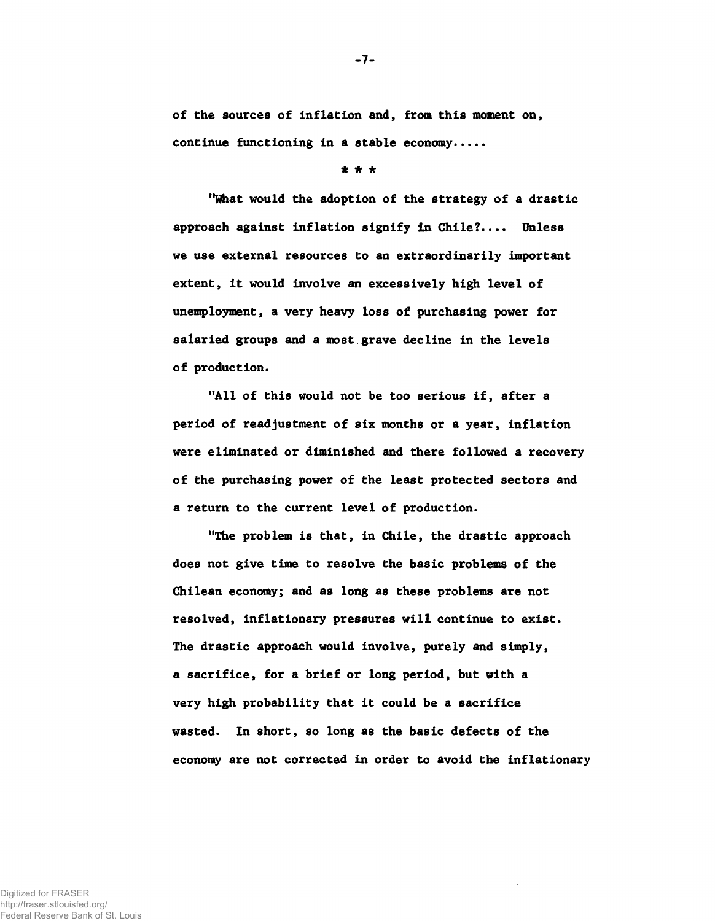of the sources of inflation and, from this moment on, continue functioning in a stable economy.....

* * *

"What would the adoption of the strategy of a drastic approach against inflation signify in Chile?.... Unless we use external resources to an extraordinarily important extent, it would involve an excessively high level of unemployment, a very heavy loss of purchasing power for salaried groups and a most grave decline in the levels of production.

"All of this would not be too serious if, after a period of readjustment of six months or a year, inflation were eliminated or diminished and there followed a recovery of the purchasing power of the least protected sectors and a return to the current level of production.

"The problem is that, in Chile, the drastic approach does not give time to resolve the basic problems of the Chilean economy; and as long as these problems are not resolved, inflationary pressures will continue to exist. The drastic approach would involve, purely and simply, a sacrifice, for a brief or long period, but with a very high probability that it could be a sacrifice wasted. In short, so long as the basic defects of the economy are not corrected in order to avoid the inflationary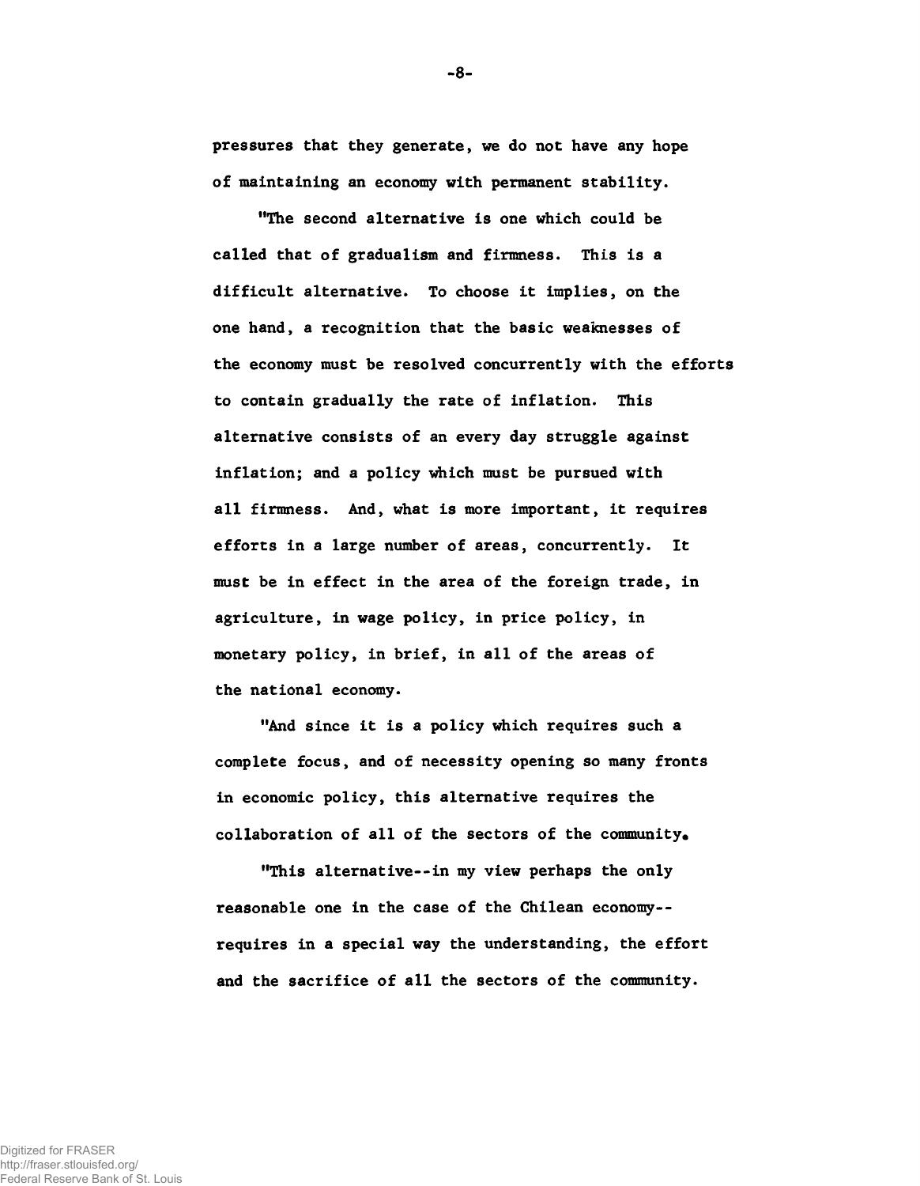pressures that they generate, we do not have any hope of maintaining an economy with permanent stability.

"The second alternative is one which could be called that of gradualism and firmness. This is a difficult alternative. To choose it implies, on the one hand, a recognition that the basic weaknesses of the economy must be resolved concurrently with the efforts to contain gradually the rate of inflation. This alternative consists of an every day struggle against inflation; and a policy which must be pursued with all firmness. And, what is more important, it requires efforts in a large number of areas, concurrently. It must be in effect in the area of the foreign trade, in agriculture, in wage policy, in price policy, in monetary policy, in brief, in all of the areas of the national economy.

"And since it is a policy which requires such a complete focus, and of necessity opening so many fronts in economic policy, this alternative requires the collaboration of all of the sectors of the community.

"This alternative--in my view perhaps the only reasonable one in the case of the Chilean economy--requires in a special way the understanding, the effort and the sacrifice of all the sectors of the community.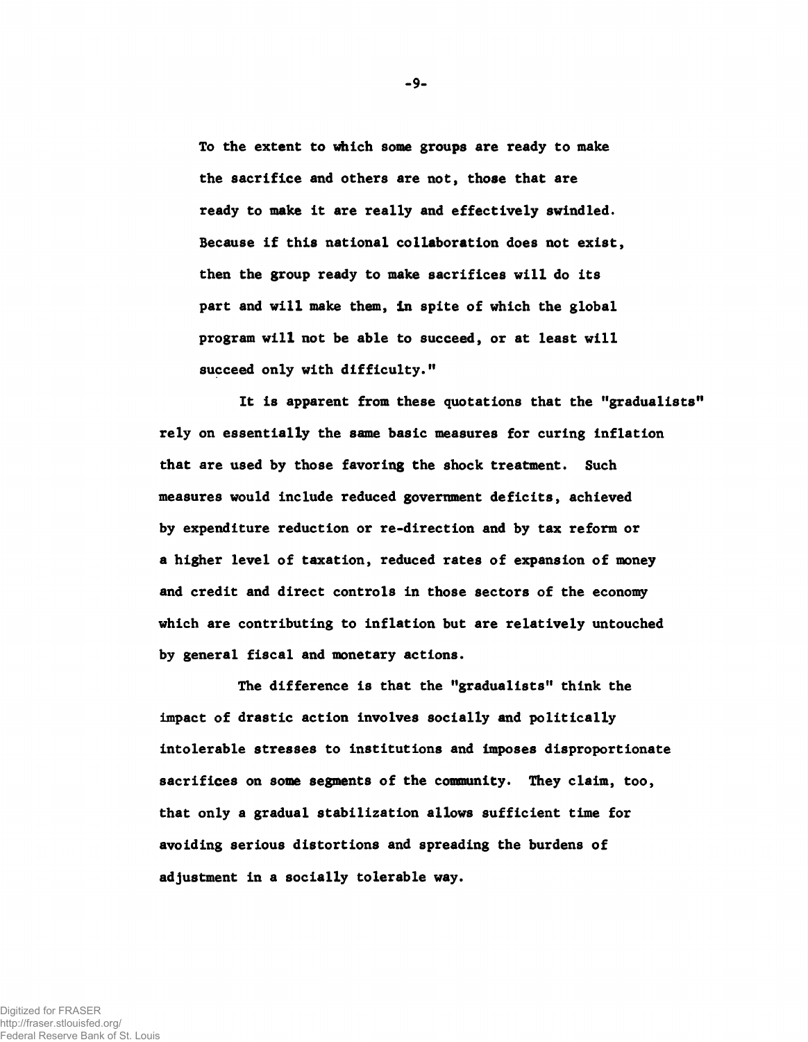> To the extent to which some groups are ready to make the sacrifice and others are not, those that are ready to make it are really and effectively swindled. Because if this national collaboration does not exist, then the group ready to make sacrifices will do its part and will make them, in spite of which the global program will not be able to succeed, or at least will succeed only with difficulty."

It is apparent from these quotations that the "gradualists" rely on essentially the same basic measures for curing inflation that are used by those favoring the shock treatment. Such measures would include reduced government deficits, achieved by expenditure reduction or re-direction and by tax reform or a higher level of taxation, reduced rates of expansion of money and credit and direct controls in those sectors of the economy which are contributing to inflation but are relatively untouched by general fiscal and monetary actions.

The difference is that the "gradualists" think the impact of drastic action involves socially and politically intolerable stresses to institutions and imposes disproportionate sacrifices on some segments of the community. They claim, too, that only a gradual stabilization allows sufficient time for avoiding serious distortions and spreading the burdens of adjustment in a socially tolerable way.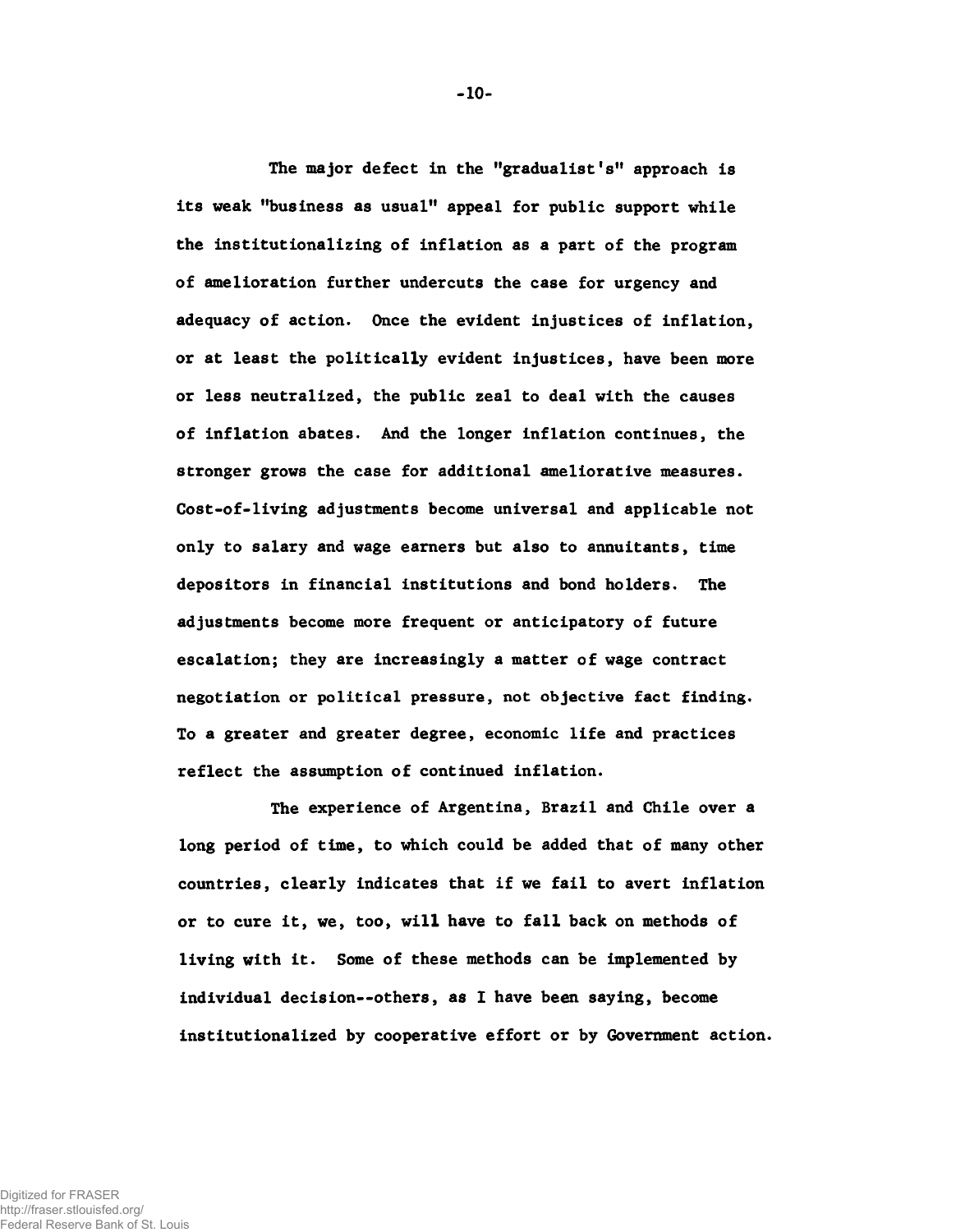The major defect in the "gradualist's" approach is its weak "business as usual" appeal for public support while the institutionalizing of inflation as a part of the program of amelioration further undercuts the case for urgency and adequacy of action. Once the evident injustices of inflation, or at least the politically evident injustices, have been more or less neutralized, the public zeal to deal with the causes of inflation abates. And the longer inflation continues, the stronger grows the case for additional ameliorative measures. Cost-of-living adjustments become universal and applicable not only to salary and wage earners but also to annuitants, time depositors in financial institutions and bond holders. The adjustments become more frequent or anticipatory of future escalation; they are increasingly a matter of wage contract negotiation or political pressure, not objective fact finding. To a greater and greater degree, economic life and practices reflect the assumption of continued inflation.

The experience of Argentina, Brazil and Chile over a long period of time, to which could be added that of many other countries, clearly indicates that if we fail to avert inflation or to cure it, we, too, will have to fall back on methods of living with it. Some of these methods can be implemented by individual decision--others, as I have been saying, become institutionalized by cooperative effort or by Government action.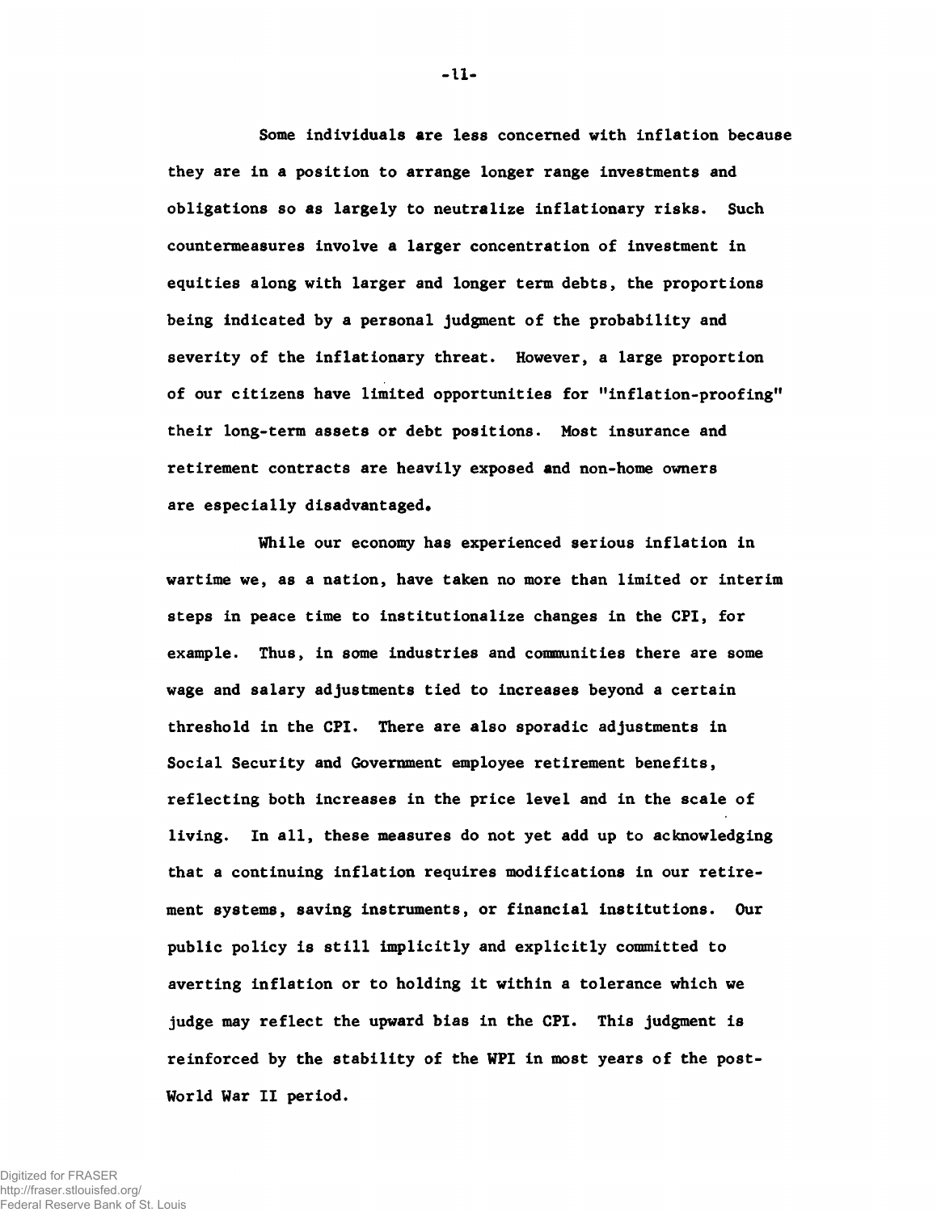Some individuals are less concerned with inflation because they are in a position to arrange longer range investments and obligations so as largely to neutralize inflationary risks. Such countermeasures involve a larger concentration of investment in equities along with larger and longer term debts, the proportions being indicated by a personal judgment of the probability and severity of the inflationary threat. However, a large proportion of our citizens have limited opportunities for "inflation-proofing" their long-term assets or debt positions. Most insurance and retirement contracts are heavily exposed and non-home owners are especially disadvantaged.

While our economy has experienced serious inflation in wartime we, as a nation, have taken no more than limited or interim steps in peace time to institutionalize changes in the CPI, for example. Thus, in some industries and communities there are some wage and salary adjustments tied to increases beyond a certain threshold in the CPI. There are also sporadic adjustments in Social Security and Government employee retirement benefits, reflecting both increases in the price level and in the scale of living. In all, these measures do not yet add up to acknowledging that a continuing inflation requires modifications in our retirement systems, saving instruments, or financial institutions. Our public policy is still implicitly and explicitly committed to averting inflation or to holding it within a tolerance which we judge may reflect the upward bias in the CPI. This judgment is reinforced by the stability of the WPI in most years of the post-World War II period.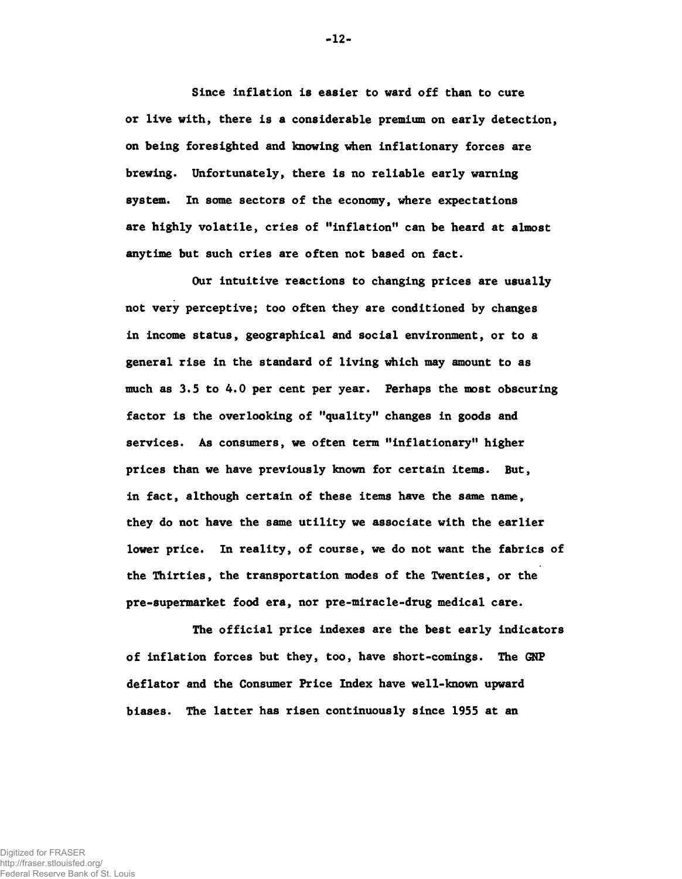Since inflation is easier to ward off than to cure or live with, there is a considerable premium on early detection, on being foresighted and knowing when inflationary forces are brewing. Unfortunately, there is no reliable early warning system. In some sectors of the economy, where expectations are highly volatile, cries of "inflation" can be heard at almost anytime but such cries are often not based on fact.

Our intuitive reactions to changing prices are usually not very perceptive; too often they are conditioned by changes in income status, geographical and social environment, or to a general rise in the standard of living which may amount to as much as 3.5 to 4.0 per cent per year. Perhaps the most obscuring factor is the overlooking of "quality" changes in goods and services. As consumers, we often term "inflationary" higher prices than we have previously known for certain items. But, in fact, although certain of these items have the same name, they do not have the same utility we associate with the earlier lower price. In reality, of course, we do not want the fabrics of the Thirties, the transportation modes of the Twenties, or the pre-supermarket food era, nor pre-miracle-drug medical care.

The official price indexes are the best early indicators of inflation forces but they, too, have short-comings. The GNP deflator and the Consumer Price Index have well-known upward biases. The latter has risen continuously since 1955 at an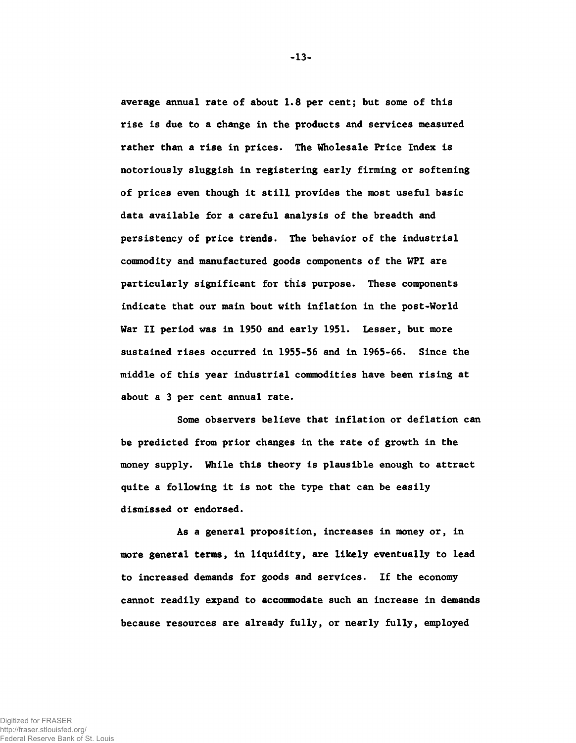average annual rate of about 1.8 per cent; but some of this rise is due to a change in the products and services measured rather than a rise in prices. The Wholesale Price Index is notoriously sluggish in registering early firming or softening of prices even though it still provides the most useful basic data available for a careful analysis of the breadth and persistency of price trends. The behavior of the industrial commodity and manufactured goods components of the WPI are particularly significant for this purpose. These components indicate that our main bout with inflation in the post-World War II period was in 1950 and early 1951. Lesser, but more sustained rises occurred in 1955-56 and in 1965-66. Since the middle of this year industrial commodities have been rising at about a 3 per cent annual rate.

Some observers believe that inflation or deflation can be predicted from prior changes in the rate of growth in the money supply. While this theory is plausible enough to attract quite a following it is not the type that can be easily dismissed or endorsed.

As a general proposition, increases in money or, in more general terms, in liquidity, are likely eventually to lead to increased demands for goods and services. If the economy cannot readily expand to accommodate such an increase in demands because resources are already fully, or nearly fully, employed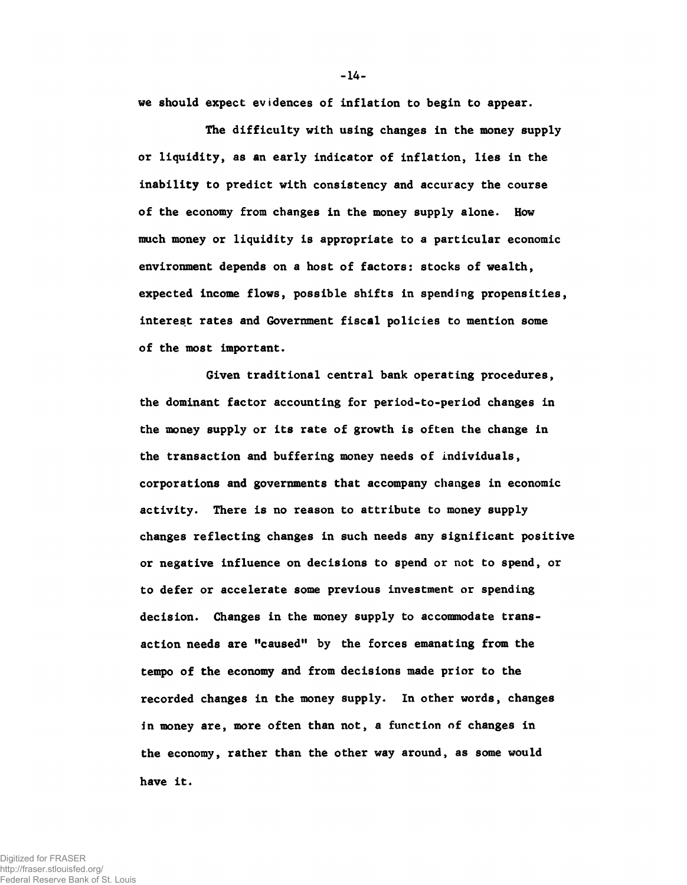we should expect evidences of inflation to begin to appear.

The difficulty with using changes in the money supply or liquidity, as an early indicator of inflation, lies in the inability to predict with consistency and accuracy the course of the economy from changes in the money supply alone. How much money or liquidity is appropriate to a particular economic environment depends on a host of factors: stocks of wealth, expected income flows, possible shifts in spending propensities, interest rates and Government fiscal policies to mention some of the most important.

Given traditional central bank operating procedures, the dominant factor accounting for period-to-period changes in the money supply or its rate of growth is often the change in the transaction and buffering money needs of individuals, corporations and governments that accompany changes in economic activity. There is no reason to attribute to money supply changes reflecting changes in such needs any significant positive or negative influence on decisions to spend or not to spend, or to defer or accelerate some previous investment or spending decision. Changes in the money supply to accommodate transaction needs are "caused" by the forces emanating from the tempo of the economy and from decisions made prior to the recorded changes in the money supply. In other words, changes in money are, more often than not, a function of changes in the economy, rather than the other way around, as some would have it.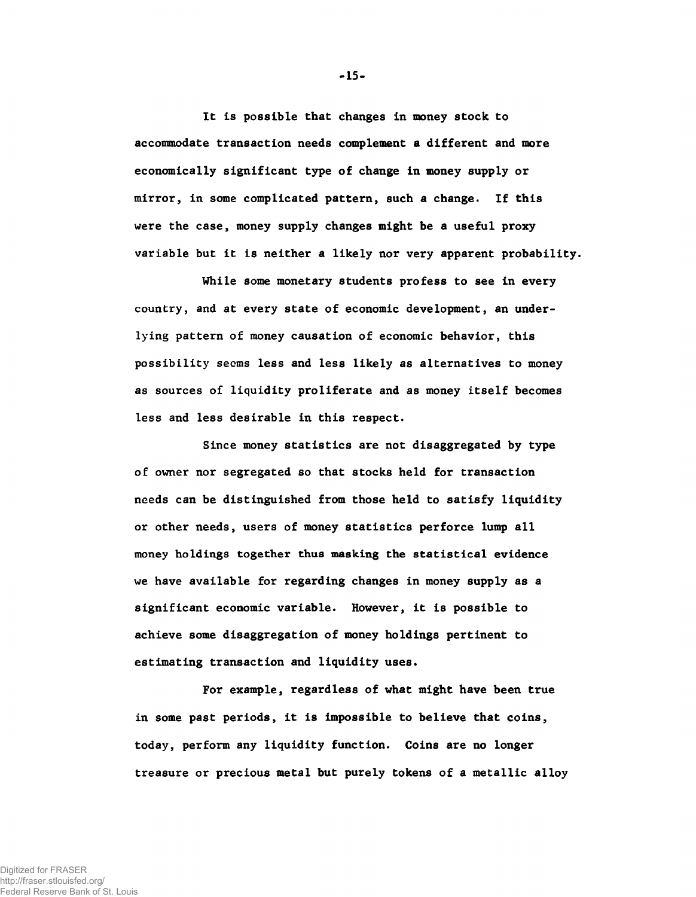It is possible that changes in money stock to accommodate transaction needs complement a different and more economically significant type of change in money supply or mirror, in some complicated pattern, such a change. If this were the case, money supply changes might be a useful proxy variable but it is neither a likely nor very apparent probability.

While some monetary students profess to see in every country, and at every state of economic development, an underlying pattern of money causation of economic behavior, this possibility seems less and less likely as alternatives to money as sources of liquidity proliferate and as money itself becomes less and less desirable in this respect.

Since money statistics are not disaggregated by type of owner nor segregated so that stocks held for transaction needs can be distinguished from those held to satisfy liquidity or other needs, users of money statistics perforce lump all money holdings together thus masking the statistical evidence we have available for regarding changes in money supply as a significant economic variable. However, it is possible to achieve some disaggregation of money holdings pertinent to estimating transaction and liquidity uses.

For example, regardless of what might have been true in some past periods, it is impossible to believe that coins, today, perform any liquidity function. Coins are no longer treasure or precious metal but purely tokens of a metallic alloy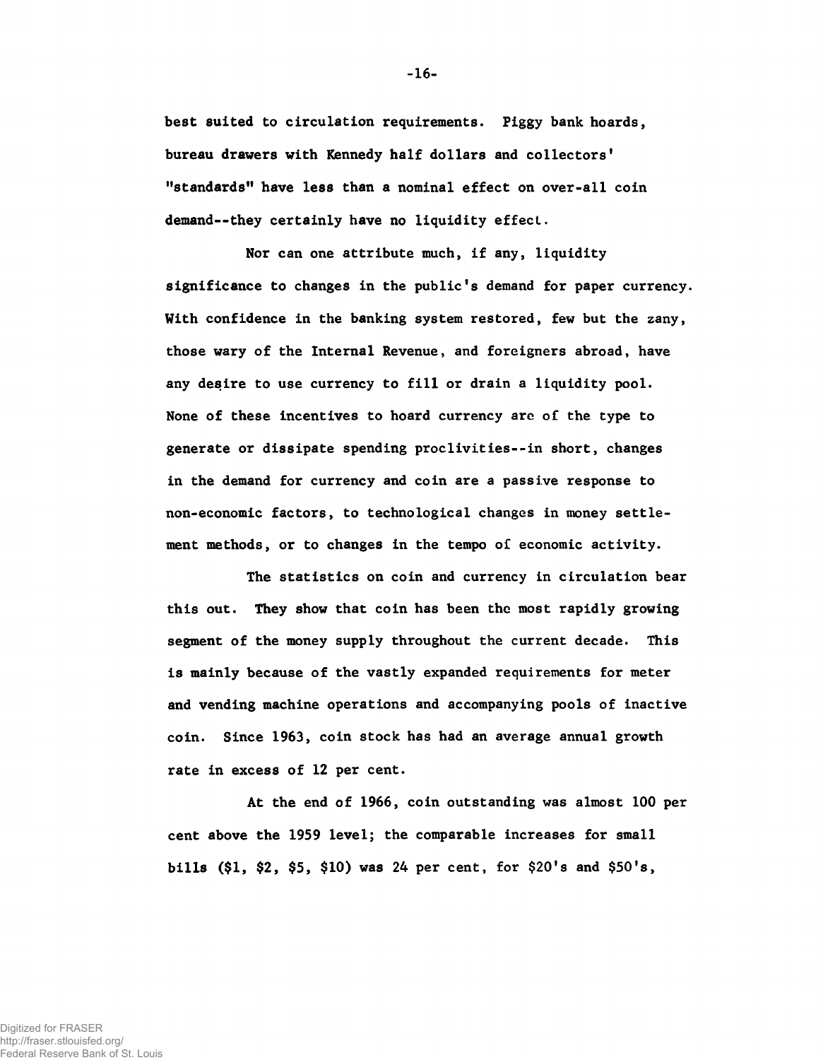best suited to circulation requirements. Piggy bank hoards, bureau drawers with Kennedy half dollars and collectors' "standards" have less than a nominal effect on over-all coin demand--they certainly have no liquidity effect.

Nor can one attribute much, if any, liquidity significance to changes in the public's demand for paper currency. With confidence in the banking system restored, few but the zany, those wary of the Internal Revenue, and foreigners abroad, have any desire to use currency to fill or drain a liquidity pool. None of these incentives to hoard currency are of the type to generate or dissipate spending proclivities--in short, changes in the demand for currency and coin are a passive response to non-economic factors, to technological changes in money settlement methods, or to changes in the tempo of economic activity.

The statistics on coin and currency in circulation bear this out. They show that coin has been the most rapidly growing segment of the money supply throughout the current decade. This is mainly because of the vastly expanded requirements for meter and vending machine operations and accompanying pools of inactive coin. Since 1963, coin stock has had an average annual growth rate in excess of 12 per cent.

At the end of 1966, coin outstanding was almost 100 per cent above the 1959 level; the comparable increases for small bills ($1, $2, $5, $10) was 24 per cent, for $20's and $50's,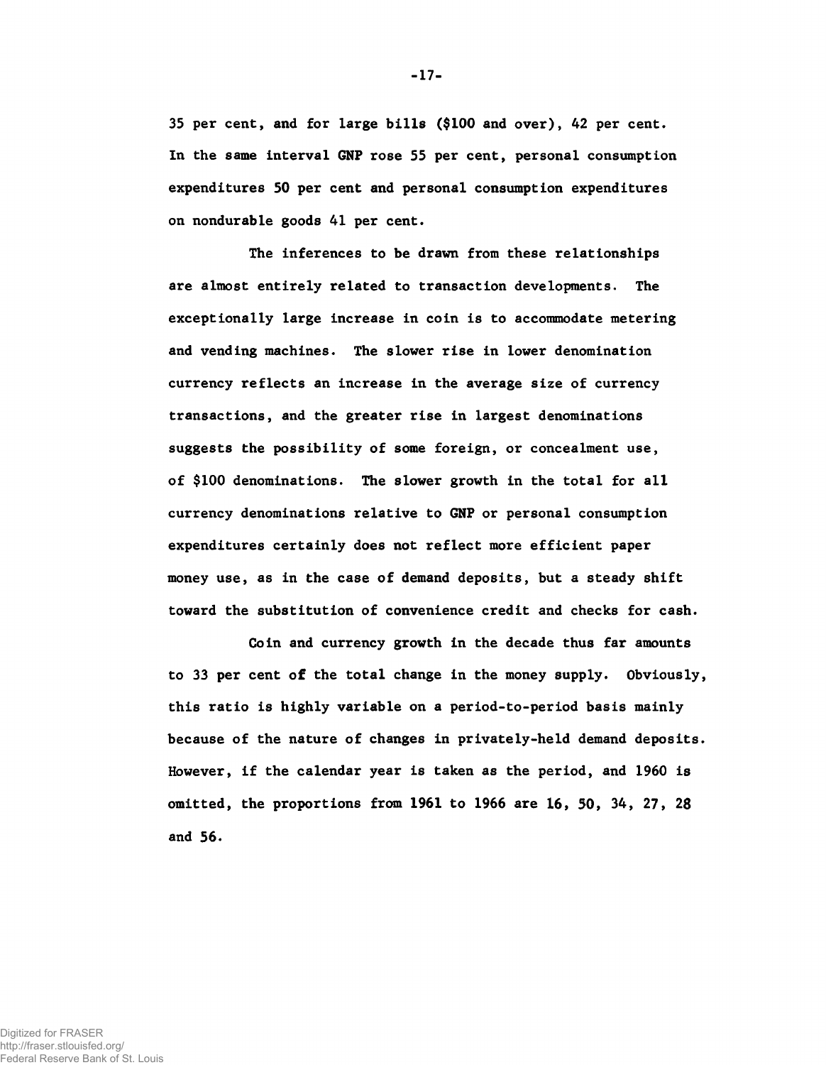35 per cent, and for large bills ($100 and over), 42 per cent. In the same interval GNP rose 55 per cent, personal consumption expenditures 50 per cent and personal consumption expenditures on nondurable goods 41 per cent.

The inferences to be drawn from these relationships are almost entirely related to transaction developments. The exceptionally large increase in coin is to accommodate metering and vending machines. The slower rise in lower denomination currency reflects an increase in the average size of currency transactions, and the greater rise in largest denominations suggests the possibility of some foreign, or concealment use, of $100 denominations. The slower growth in the total for all currency denominations relative to GNP or personal consumption expenditures certainly does not reflect more efficient paper money use, as in the case of demand deposits, but a steady shift toward the substitution of convenience credit and checks for cash.

Coin and currency growth in the decade thus far amounts to 33 per cent of the total change in the money supply. Obviously, this ratio is highly variable on a period-to-period basis mainly because of the nature of changes in privately-held demand deposits. However, if the calendar year is taken as the period, and 1960 is omitted, the proportions from 1961 to 1966 are 16, 50, 34, 27, 28 and 56.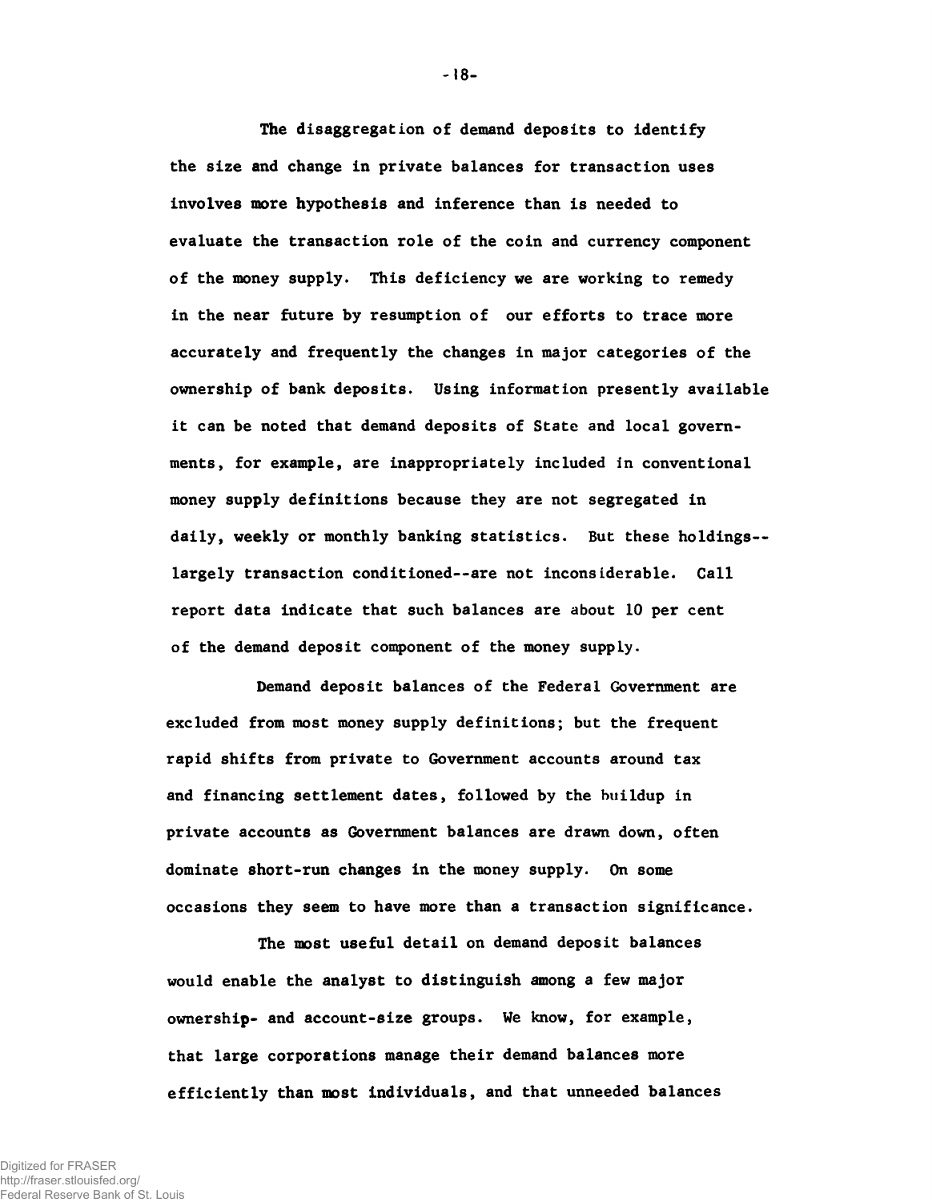The disaggregation of demand deposits to identify the size and change in private balances for transaction uses involves more hypothesis and inference than is needed to evaluate the transaction role of the coin and currency component of the money supply. This deficiency we are working to remedy in the near future by resumption of our efforts to trace more accurately and frequently the changes in major categories of the ownership of bank deposits. Using information presently available it can be noted that demand deposits of State and local governments, for example, are inappropriately included in conventional money supply definitions because they are not segregated in daily, weekly or monthly banking statistics. But these holdings--largely transaction conditioned--are not inconsiderable. Call report data indicate that such balances are about 10 per cent of the demand deposit component of the money supply.

Demand deposit balances of the Federal Government are excluded from most money supply definitions; but the frequent rapid shifts from private to Government accounts around tax and financing settlement dates, followed by the buildup in private accounts as Government balances are drawn down, often dominate short-run changes in the money supply. On some occasions they seem to have more than a transaction significance.

The most useful detail on demand deposit balances would enable the analyst to distinguish among a few major ownership- and account-size groups. We know, for example, that large corporations manage their demand balances more efficiently than most individuals, and that unneeded balances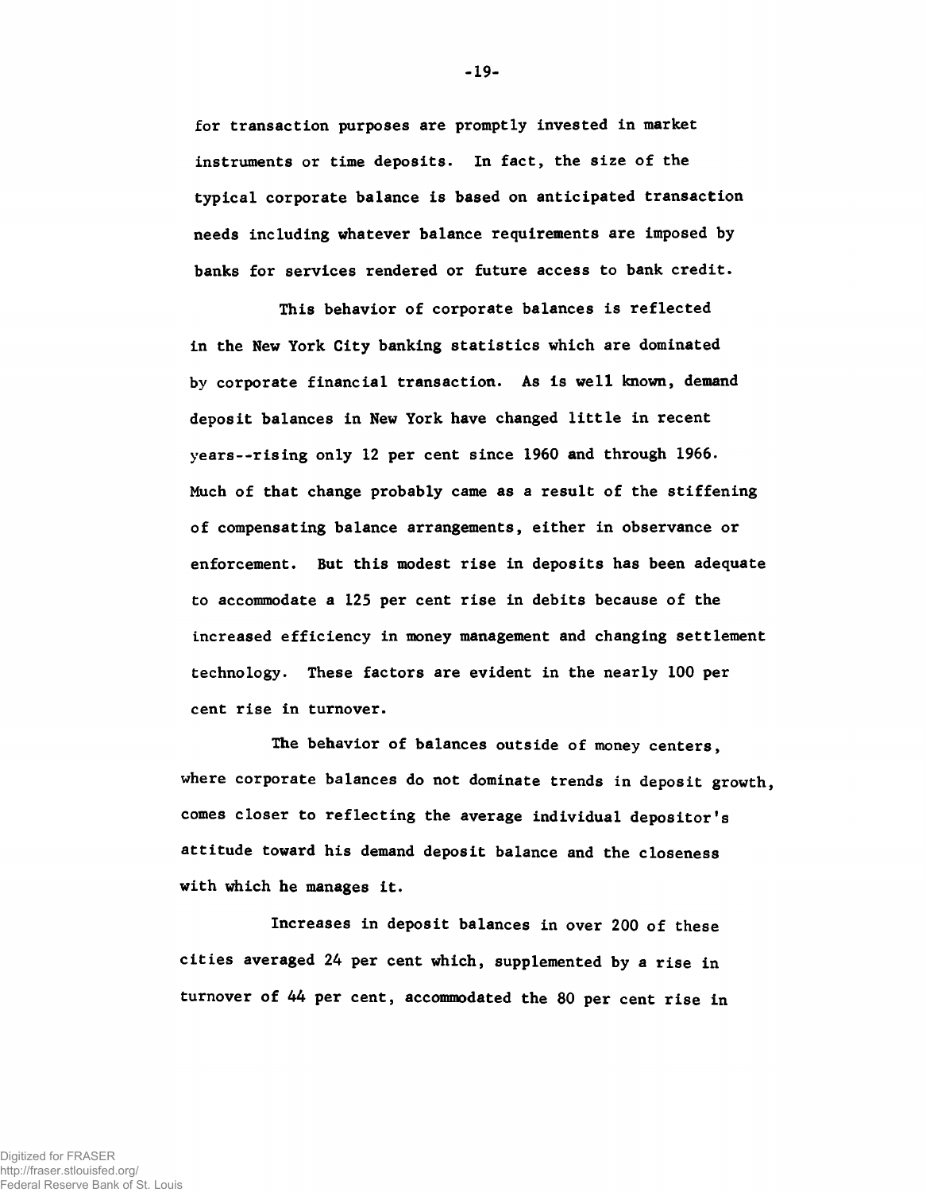for transaction purposes are promptly invested in market instruments or time deposits. In fact, the size of the typical corporate balance is based on anticipated transaction needs including whatever balance requirements are imposed by banks for services rendered or future access to bank credit.

This behavior of corporate balances is reflected in the New York City banking statistics which are dominated by corporate financial transaction. As is well known, demand deposit balances in New York have changed little in recent years--rising only 12 per cent since 1960 and through 1966. Much of that change probably came as a result of the stiffening of compensating balance arrangements, either in observance or enforcement. But this modest rise in deposits has been adequate to accommodate a 125 per cent rise in debits because of the increased efficiency in money management and changing settlement technology. These factors are evident in the nearly 100 per cent rise in turnover.

The behavior of balances outside of money centers, where corporate balances do not dominate trends in deposit growth, comes closer to reflecting the average individual depositor's attitude toward his demand deposit balance and the closeness with which he manages it.

Increases in deposit balances in over 200 of these cities averaged 24 per cent which, supplemented by a rise in turnover of 44 per cent, accommodated the 80 per cent rise in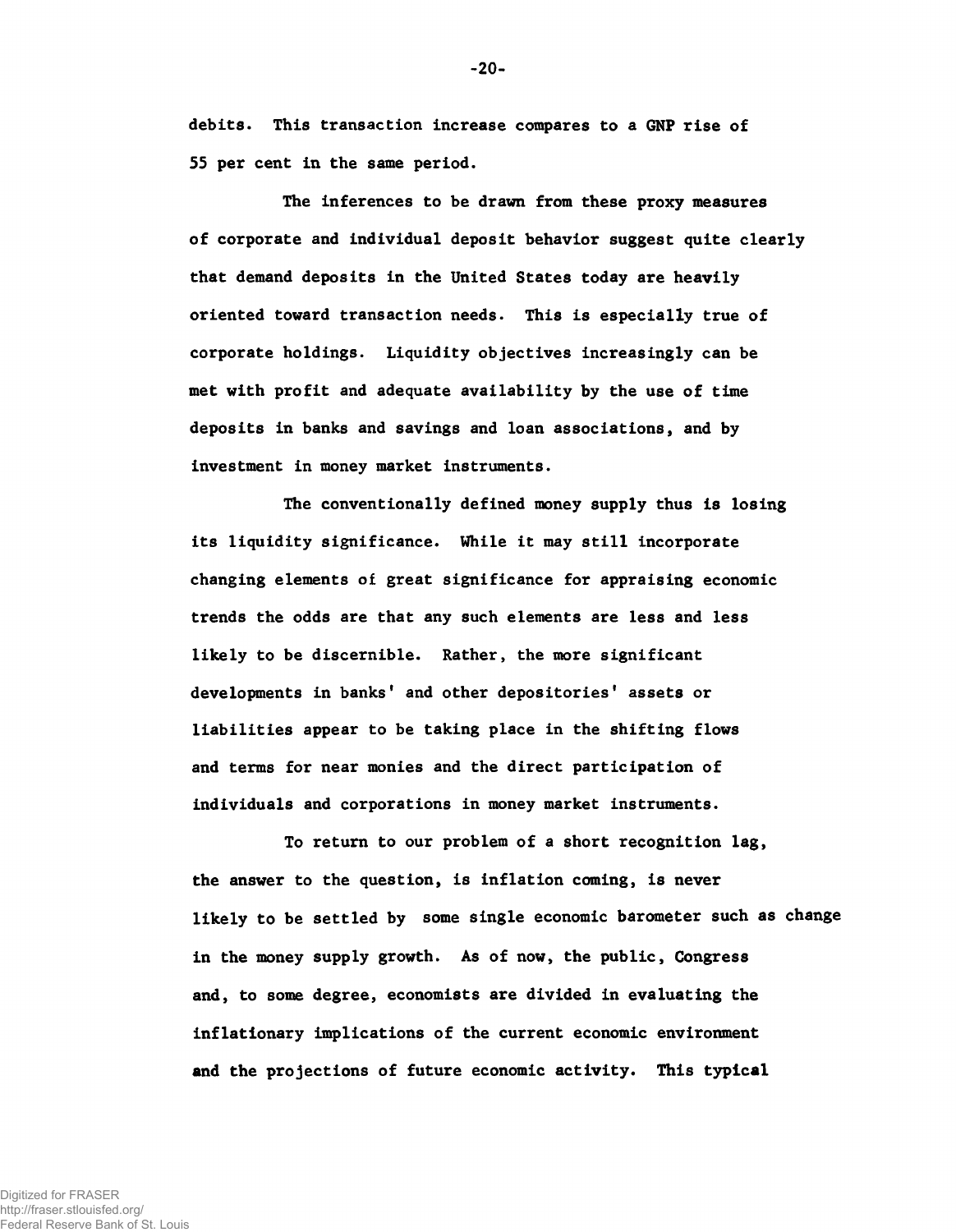debits. This transaction increase compares to a GNP rise of 55 per cent in the same period.

The inferences to be drawn from these proxy measures of corporate and individual deposit behavior suggest quite clearly that demand deposits in the United States today are heavily oriented toward transaction needs. This is especially true of corporate holdings. Liquidity objectives increasingly can be met with profit and adequate availability by the use of time deposits in banks and savings and loan associations, and by investment in money market instruments.

The conventionally defined money supply thus is losing its liquidity significance. While it may still incorporate changing elements of great significance for appraising economic trends the odds are that any such elements are less and less likely to be discernible. Rather, the more significant developments in banks' and other depositories' assets or liabilities appear to be taking place in the shifting flows and terms for near monies and the direct participation of individuals and corporations in money market instruments.

To return to our problem of a short recognition lag, the answer to the question, is inflation coming, is never likely to be settled by some single economic barometer such as change in the money supply growth. As of now, the public, Congress and, to some degree, economists are divided in evaluating the inflationary implications of the current economic environment and the projections of future economic activity. This typical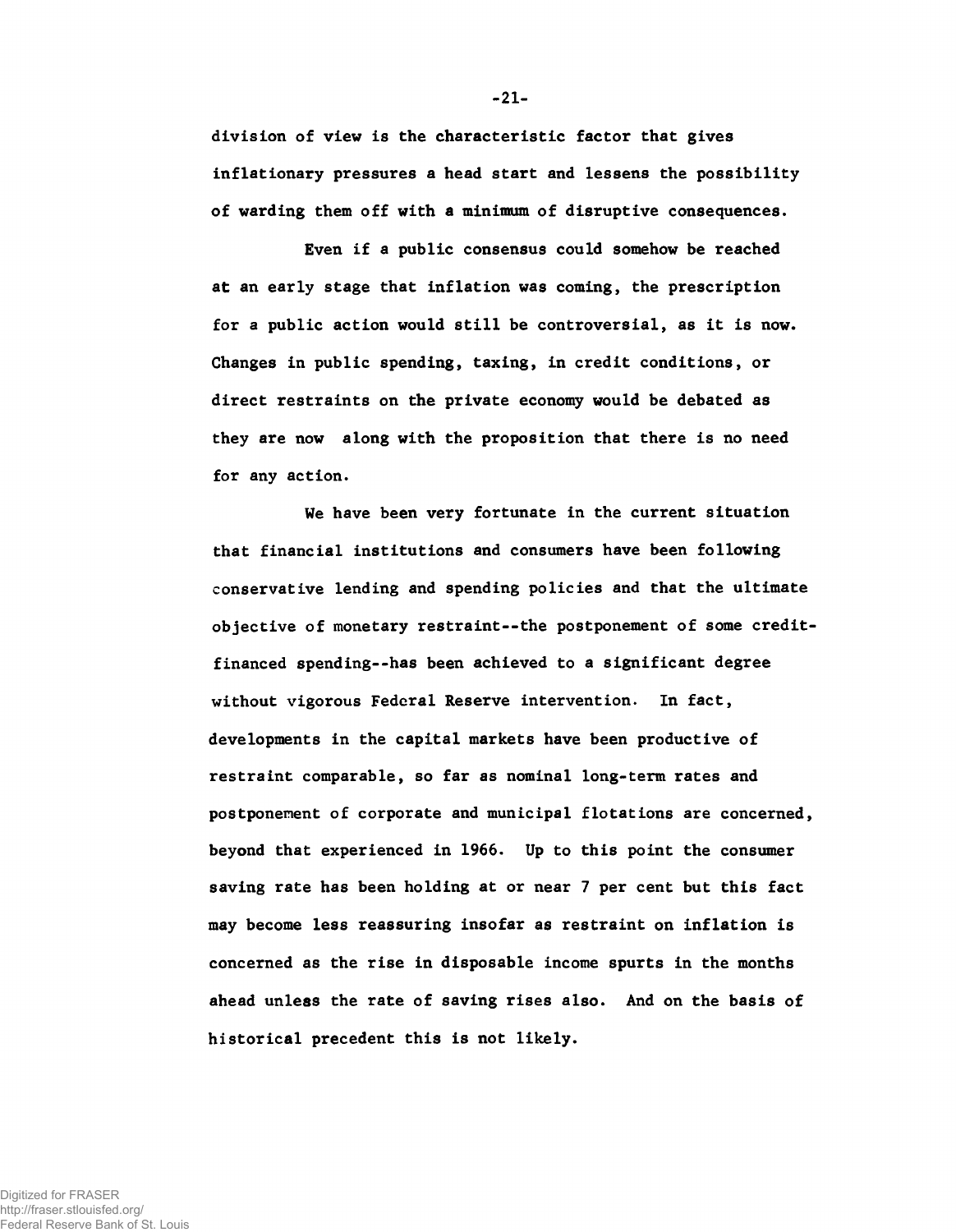division of view is the characteristic factor that gives inflationary pressures a head start and lessens the possibility of warding them off with a minimum of disruptive consequences.

Even if a public consensus could somehow be reached at an early stage that inflation was coming, the prescription for a public action would still be controversial, as it is now. Changes in public spending, taxing, in credit conditions, or direct restraints on the private economy would be debated as they are now along with the proposition that there is no need for any action.

We have been very fortunate in the current situation that financial institutions and consumers have been following conservative lending and spending policies and that the ultimate objective of monetary restraint--the postponement of some credit-financed spending--has been achieved to a significant degree without vigorous Federal Reserve intervention. In fact, developments in the capital markets have been productive of restraint comparable, so far as nominal long-term rates and postponement of corporate and municipal flotations are concerned, beyond that experienced in 1966. Up to this point the consumer saving rate has been holding at or near 7 per cent but this fact may become less reassuring insofar as restraint on inflation is concerned as the rise in disposable income spurts in the months ahead unless the rate of saving rises also. And on the basis of historical precedent this is not likely.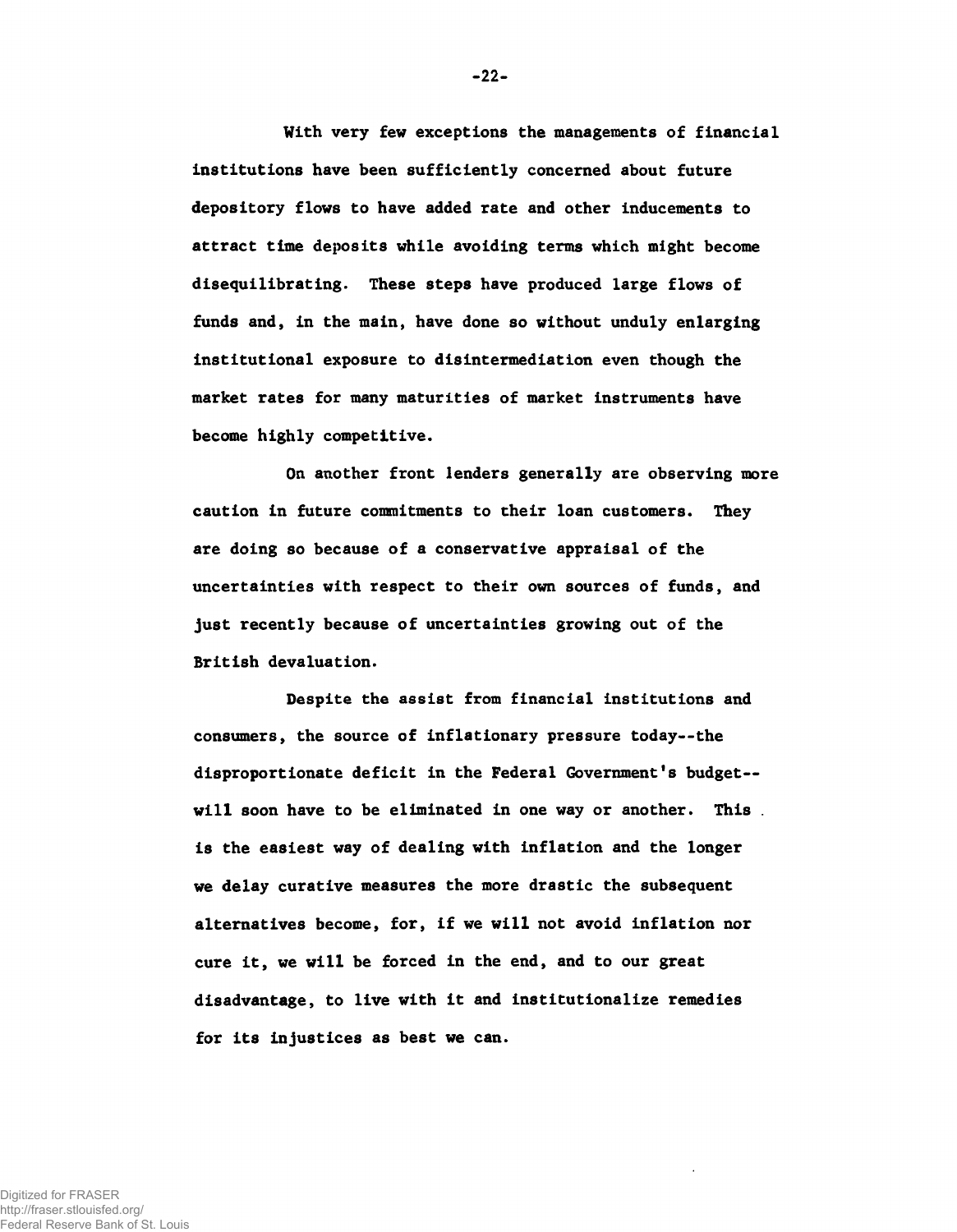With very few exceptions the managements of financial institutions have been sufficiently concerned about future depository flows to have added rate and other inducements to attract time deposits while avoiding terms which might become disequilibrating. These steps have produced large flows of funds and, in the main, have done so without unduly enlarging institutional exposure to disintermediation even though the market rates for many maturities of market instruments have become highly competitive.

On another front lenders generally are observing more caution in future commitments to their loan customers. They are doing so because of a conservative appraisal of the uncertainties with respect to their own sources of funds, and just recently because of uncertainties growing out of the British devaluation.

Despite the assist from financial institutions and consumers, the source of inflationary pressure today--the disproportionate deficit in the Federal Government's budget--will soon have to be eliminated in one way or another. This is the easiest way of dealing with inflation and the longer we delay curative measures the more drastic the subsequent alternatives become, for, if we will not avoid inflation nor cure it, we will be forced in the end, and to our great disadvantage, to live with it and institutionalize remedies for its injustices as best we can.